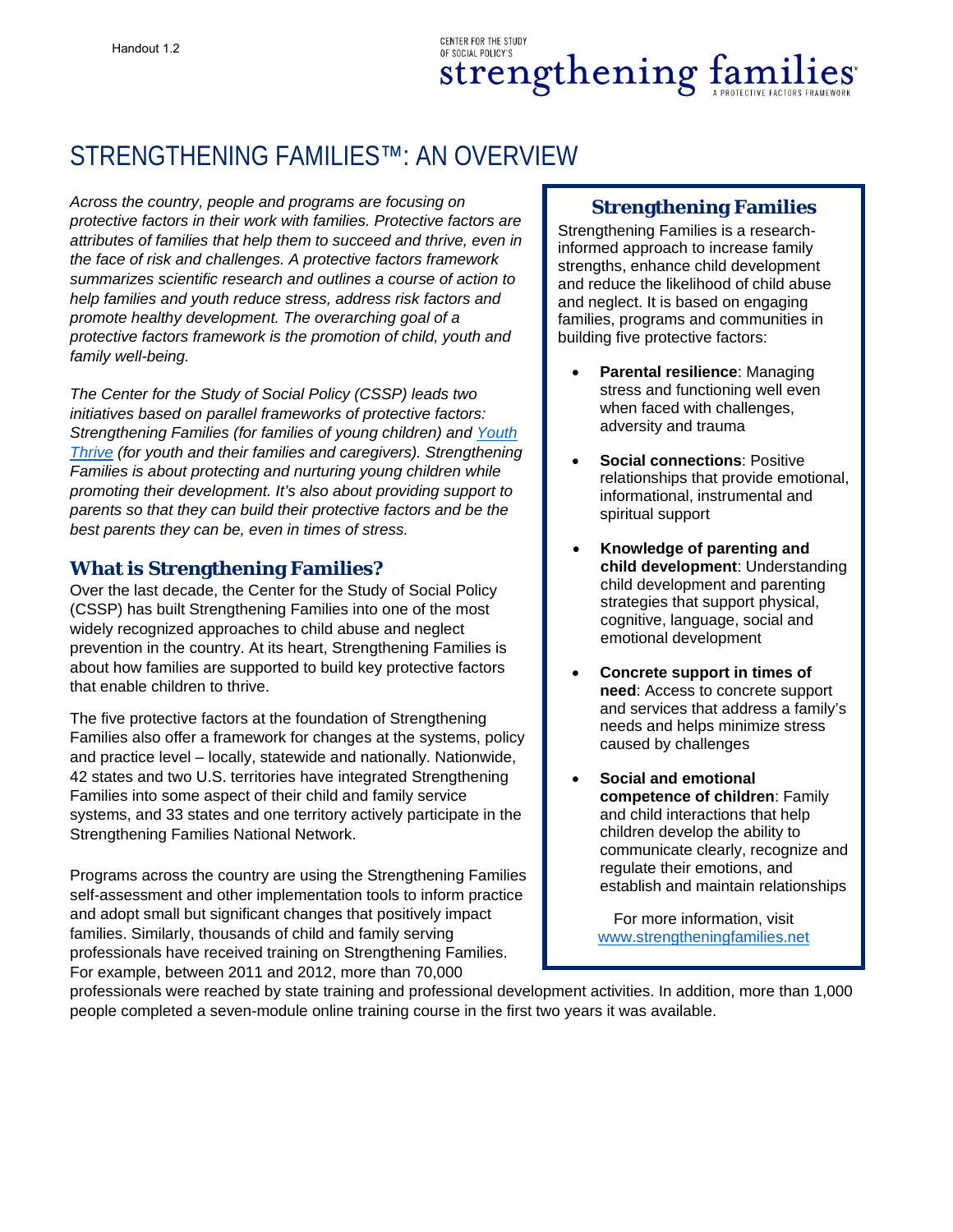Handout 1.2

CENTER FOR THE STUDY OF SOCIAL POLICY'S strengthening families A PROTECTIVE FACTORS FRAMEWORK

# STRENGTHENING FAMILIES™: AN OVERVIEW

*Across the country, people and programs are focusing on protective factors in their work with families. Protective factors are attributes of families that help them to succeed and thrive, even in the face of risk and challenges. A protective factors framework summarizes scientific research and outlines a course of action to help families and youth reduce stress, address risk factors and promote healthy development. The overarching goal of a protective factors framework is the promotion of child, youth and family well-being.*

*The Center for the Study of Social Policy (CSSP) leads two initiatives based on parallel frameworks of protective factors: Strengthening Families (for families of young children) and [Youth Thrive](#) (for youth and their families and caregivers). Strengthening Families is about protecting and nurturing young children while promoting their development. It's also about providing support to parents so that they can build their protective factors and be the best parents they can be, even in times of stress.*

## What is Strengthening Families?

Over the last decade, the Center for the Study of Social Policy (CSSP) has built Strengthening Families into one of the most widely recognized approaches to child abuse and neglect prevention in the country. At its heart, Strengthening Families is about how families are supported to build key protective factors that enable children to thrive.

The five protective factors at the foundation of Strengthening Families also offer a framework for changes at the systems, policy and practice level – locally, statewide and nationally. Nationwide, 42 states and two U.S. territories have integrated Strengthening Families into some aspect of their child and family service systems, and 33 states and one territory actively participate in the Strengthening Families National Network.

Programs across the country are using the Strengthening Families self-assessment and other implementation tools to inform practice and adopt small but significant changes that positively impact families. Similarly, thousands of child and family serving professionals have received training on Strengthening Families. For example, between 2011 and 2012, more than 70,000 professionals were reached by state training and professional development activities. In addition, more than 1,000 people completed a seven-module online training course in the first two years it was available.

### Strengthening Families

Strengthening Families is a research-informed approach to increase family strengths, enhance child development and reduce the likelihood of child abuse and neglect. It is based on engaging families, programs and communities in building five protective factors:

- **Parental resilience**: Managing stress and functioning well even when faced with challenges, adversity and trauma
- **Social connections**: Positive relationships that provide emotional, informational, instrumental and spiritual support
- **Knowledge of parenting and child development**: Understanding child development and parenting strategies that support physical, cognitive, language, social and emotional development
- **Concrete support in times of need**: Access to concrete support and services that address a family's needs and helps minimize stress caused by challenges
- **Social and emotional competence of children**: Family and child interactions that help children develop the ability to communicate clearly, recognize and regulate their emotions, and establish and maintain relationships

For more information, visit [www.strengtheningfamilies.net](http://www.strengtheningfamilies.net)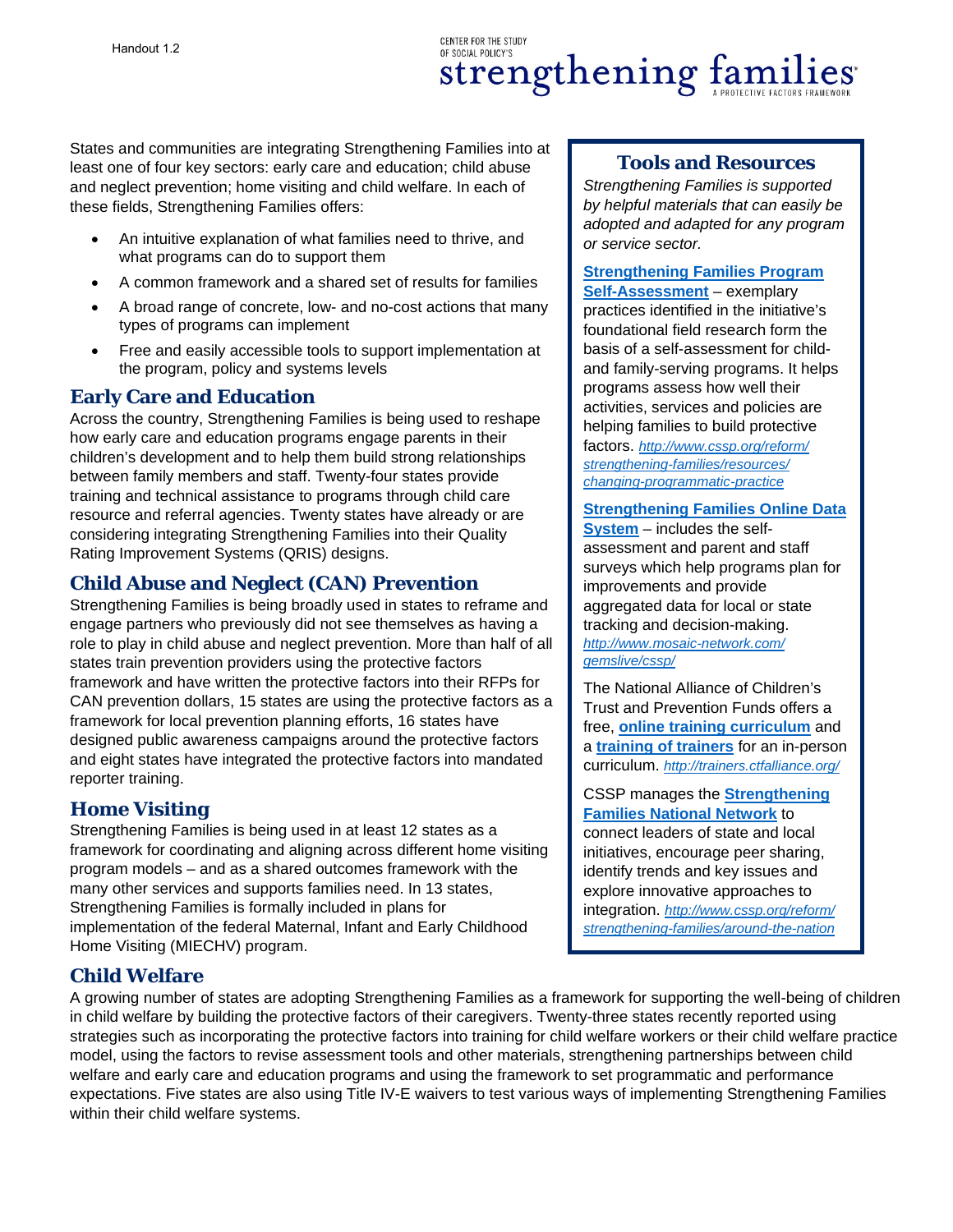Handout 1.2

CENTER FOR THE STUDY OF SOCIAL POLICY'S strengthening families A PROTECTIVE FACTORS FRAMEWORK

States and communities are integrating Strengthening Families into at least one of four key sectors: early care and education; child abuse and neglect prevention; home visiting and child welfare. In each of these fields, Strengthening Families offers:

- An intuitive explanation of what families need to thrive, and what programs can do to support them
- A common framework and a shared set of results for families
- A broad range of concrete, low- and no-cost actions that many types of programs can implement
- Free and easily accessible tools to support implementation at the program, policy and systems levels

## Early Care and Education

Across the country, Strengthening Families is being used to reshape how early care and education programs engage parents in their children's development and to help them build strong relationships between family members and staff. Twenty-four states provide training and technical assistance to programs through child care resource and referral agencies. Twenty states have already or are considering integrating Strengthening Families into their Quality Rating Improvement Systems (QRIS) designs.

## Child Abuse and Neglect (CAN) Prevention

Strengthening Families is being broadly used in states to reframe and engage partners who previously did not see themselves as having a role to play in child abuse and neglect prevention. More than half of all states train prevention providers using the protective factors framework and have written the protective factors into their RFPs for CAN prevention dollars, 15 states are using the protective factors as a framework for local prevention planning efforts, 16 states have designed public awareness campaigns around the protective factors and eight states have integrated the protective factors into mandated reporter training.

## Home Visiting

Strengthening Families is being used in at least 12 states as a framework for coordinating and aligning across different home visiting program models – and as a shared outcomes framework with the many other services and supports families need. In 13 states, Strengthening Families is formally included in plans for implementation of the federal Maternal, Infant and Early Childhood Home Visiting (MIECHV) program.

## Child Welfare

A growing number of states are adopting Strengthening Families as a framework for supporting the well-being of children in child welfare by building the protective factors of their caregivers. Twenty-three states recently reported using strategies such as incorporating the protective factors into training for child welfare workers or their child welfare practice model, using the factors to revise assessment tools and other materials, strengthening partnerships between child welfare and early care and education programs and using the framework to set programmatic and performance expectations. Five states are also using Title IV-E waivers to test various ways of implementing Strengthening Families within their child welfare systems.

## Tools and Resources

*Strengthening Families is supported by helpful materials that can easily be adopted and adapted for any program or service sector.*

**Strengthening Families Program Self-Assessment** – exemplary practices identified in the initiative's foundational field research form the basis of a self-assessment for child- and family-serving programs. It helps programs assess how well their activities, services and policies are helping families to build protective factors. *http://www.cssp.org/reform/strengthening-families/resources/changing-programmatic-practice*

**Strengthening Families Online Data System** – includes the self-assessment and parent and staff surveys which help programs plan for improvements and provide aggregated data for local or state tracking and decision-making. *http://www.mosaic-network.com/gemslive/cssp/*

The National Alliance of Children's Trust and Prevention Funds offers a free, **online training curriculum** and a **training of trainers** for an in-person curriculum. *http://trainers.ctfalliance.org/*

CSSP manages the **Strengthening Families National Network** to connect leaders of state and local initiatives, encourage peer sharing, identify trends and key issues and explore innovative approaches to integration. *http://www.cssp.org/reform/strengthening-families/around-the-nation*